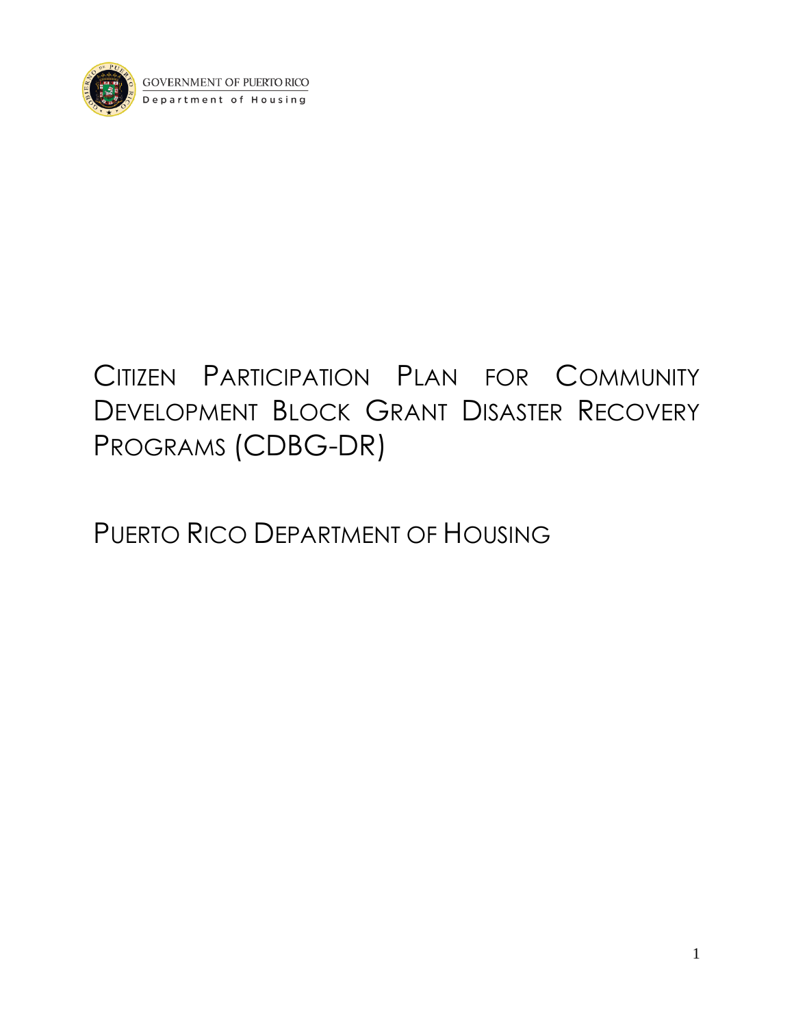GOVERNMENT OF PUERTO RICO
Department of Housing

# CITIZEN PARTICIPATION PLAN FOR COMMUNITY DEVELOPMENT BLOCK GRANT DISASTER RECOVERY PROGRAMS (CDBG-DR)

## PUERTO RICO DEPARTMENT OF HOUSING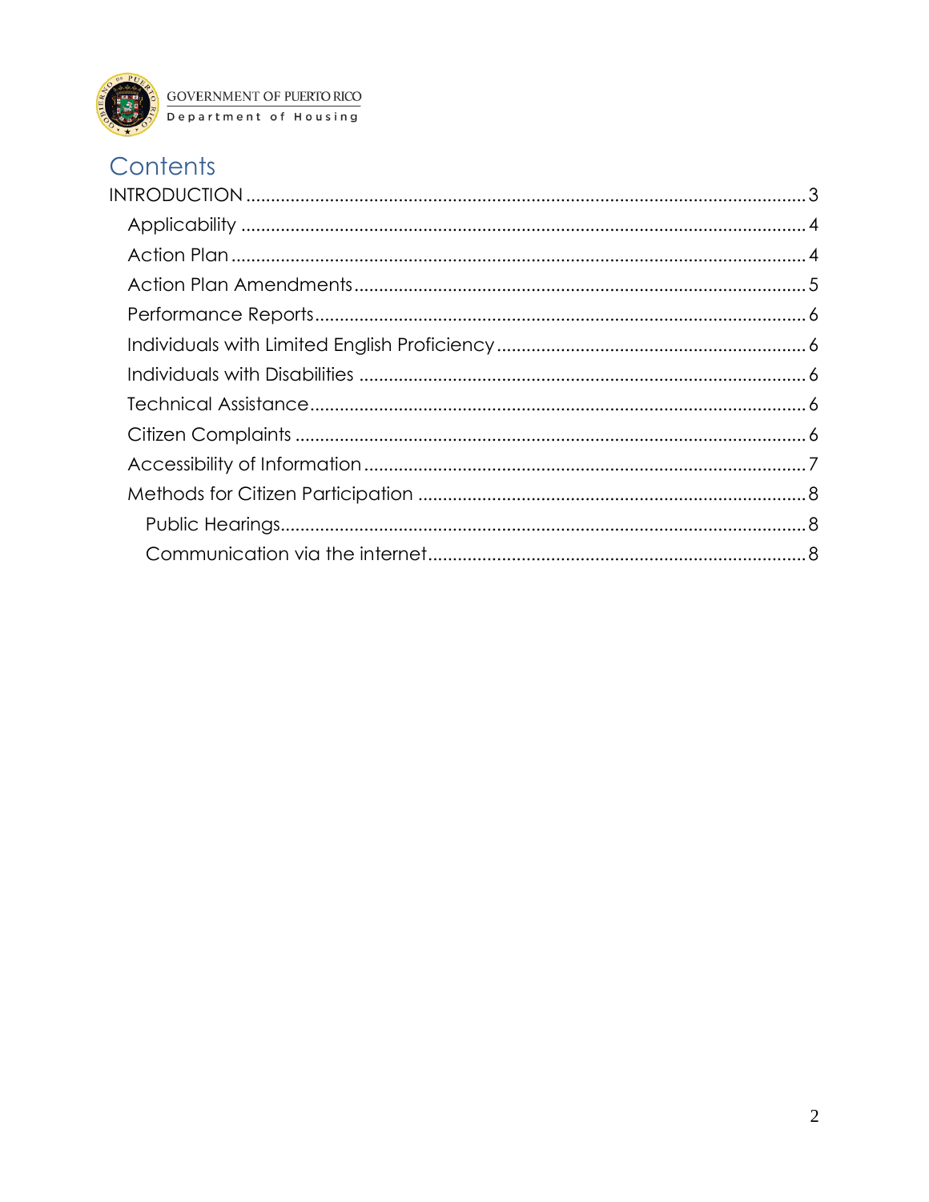# Contents

- INTRODUCTION ... 3
  - Applicability ... 4
  - Action Plan ... 4
  - Action Plan Amendments ... 5
  - Performance Reports ... 6
  - Individuals with Limited English Proficiency ... 6
  - Individuals with Disabilities ... 6
  - Technical Assistance ... 6
  - Citizen Complaints ... 6
  - Accessibility of Information ... 7
  - Methods for Citizen Participation ... 8
    - Public Hearings ... 8
    - Communication via the internet ... 8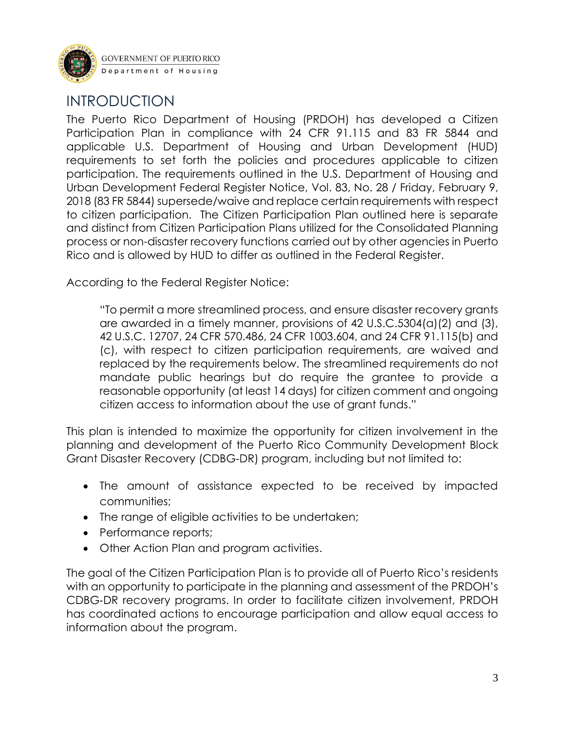# INTRODUCTION

The Puerto Rico Department of Housing (PRDOH) has developed a Citizen Participation Plan in compliance with 24 CFR 91.115 and 83 FR 5844 and applicable U.S. Department of Housing and Urban Development (HUD) requirements to set forth the policies and procedures applicable to citizen participation. The requirements outlined in the U.S. Department of Housing and Urban Development Federal Register Notice, Vol. 83, No. 28 / Friday, February 9, 2018 (83 FR 5844) supersede/waive and replace certain requirements with respect to citizen participation. The Citizen Participation Plan outlined here is separate and distinct from Citizen Participation Plans utilized for the Consolidated Planning process or non-disaster recovery functions carried out by other agencies in Puerto Rico and is allowed by HUD to differ as outlined in the Federal Register.

According to the Federal Register Notice:

> "To permit a more streamlined process, and ensure disaster recovery grants are awarded in a timely manner, provisions of 42 U.S.C.5304(a)(2) and (3), 42 U.S.C. 12707, 24 CFR 570.486, 24 CFR 1003.604, and 24 CFR 91.115(b) and (c), with respect to citizen participation requirements, are waived and replaced by the requirements below. The streamlined requirements do not mandate public hearings but do require the grantee to provide a reasonable opportunity (at least 14 days) for citizen comment and ongoing citizen access to information about the use of grant funds."

This plan is intended to maximize the opportunity for citizen involvement in the planning and development of the Puerto Rico Community Development Block Grant Disaster Recovery (CDBG-DR) program, including but not limited to:

- The amount of assistance expected to be received by impacted communities;
- The range of eligible activities to be undertaken;
- Performance reports;
- Other Action Plan and program activities.

The goal of the Citizen Participation Plan is to provide all of Puerto Rico's residents with an opportunity to participate in the planning and assessment of the PRDOH's CDBG-DR recovery programs. In order to facilitate citizen involvement, PRDOH has coordinated actions to encourage participation and allow equal access to information about the program.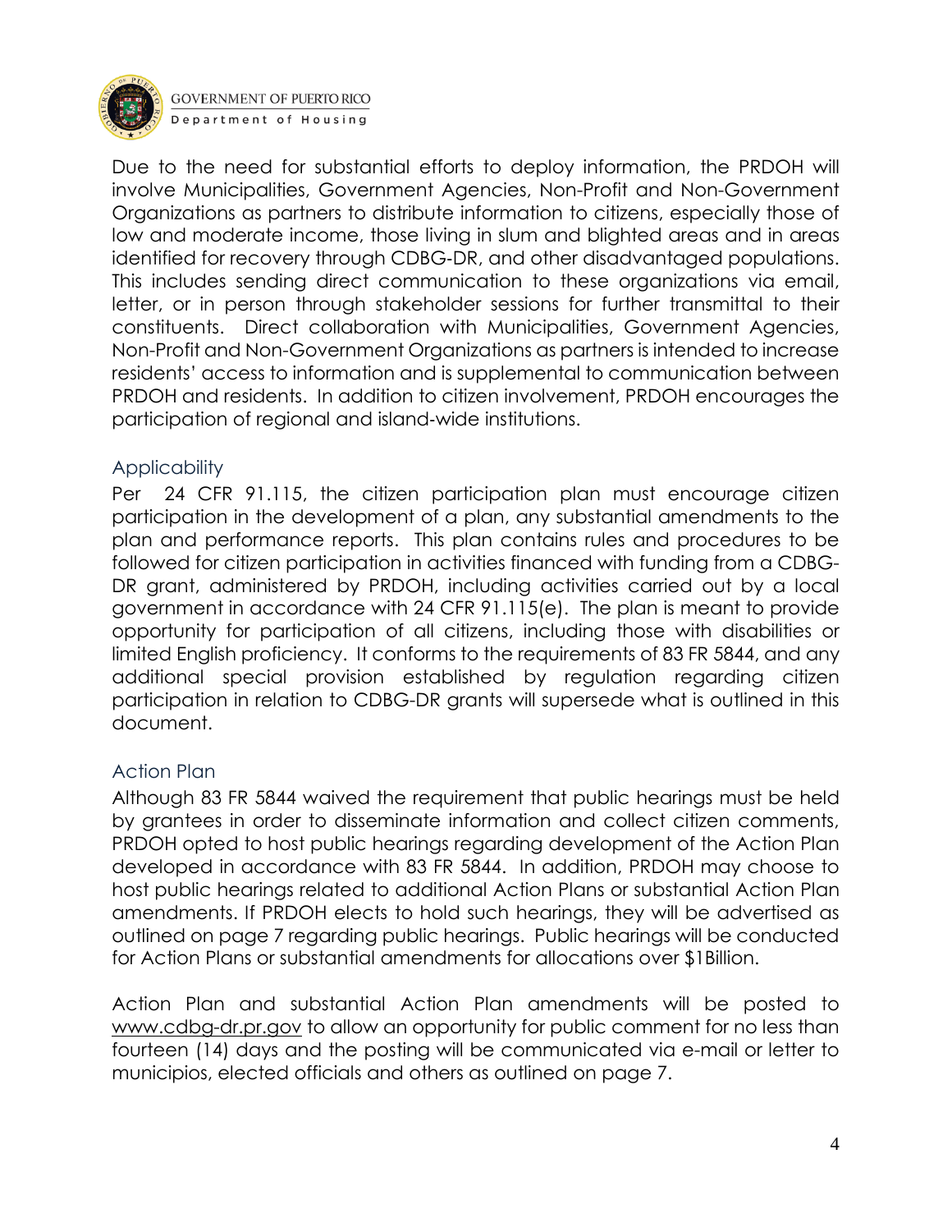Due to the need for substantial efforts to deploy information, the PRDOH will involve Municipalities, Government Agencies, Non-Profit and Non-Government Organizations as partners to distribute information to citizens, especially those of low and moderate income, those living in slum and blighted areas and in areas identified for recovery through CDBG-DR, and other disadvantaged populations. This includes sending direct communication to these organizations via email, letter, or in person through stakeholder sessions for further transmittal to their constituents. Direct collaboration with Municipalities, Government Agencies, Non-Profit and Non-Government Organizations as partners is intended to increase residents' access to information and is supplemental to communication between PRDOH and residents. In addition to citizen involvement, PRDOH encourages the participation of regional and island-wide institutions.

## Applicability

Per 24 CFR 91.115, the citizen participation plan must encourage citizen participation in the development of a plan, any substantial amendments to the plan and performance reports. This plan contains rules and procedures to be followed for citizen participation in activities financed with funding from a CDBG-DR grant, administered by PRDOH, including activities carried out by a local government in accordance with 24 CFR 91.115(e). The plan is meant to provide opportunity for participation of all citizens, including those with disabilities or limited English proficiency. It conforms to the requirements of 83 FR 5844, and any additional special provision established by regulation regarding citizen participation in relation to CDBG-DR grants will supersede what is outlined in this document.

## Action Plan

Although 83 FR 5844 waived the requirement that public hearings must be held by grantees in order to disseminate information and collect citizen comments, PRDOH opted to host public hearings regarding development of the Action Plan developed in accordance with 83 FR 5844. In addition, PRDOH may choose to host public hearings related to additional Action Plans or substantial Action Plan amendments. If PRDOH elects to hold such hearings, they will be advertised as outlined on page 7 regarding public hearings. Public hearings will be conducted for Action Plans or substantial amendments for allocations over $1Billion.

Action Plan and substantial Action Plan amendments will be posted to www.cdbg-dr.pr.gov to allow an opportunity for public comment for no less than fourteen (14) days and the posting will be communicated via e-mail or letter to municipios, elected officials and others as outlined on page 7.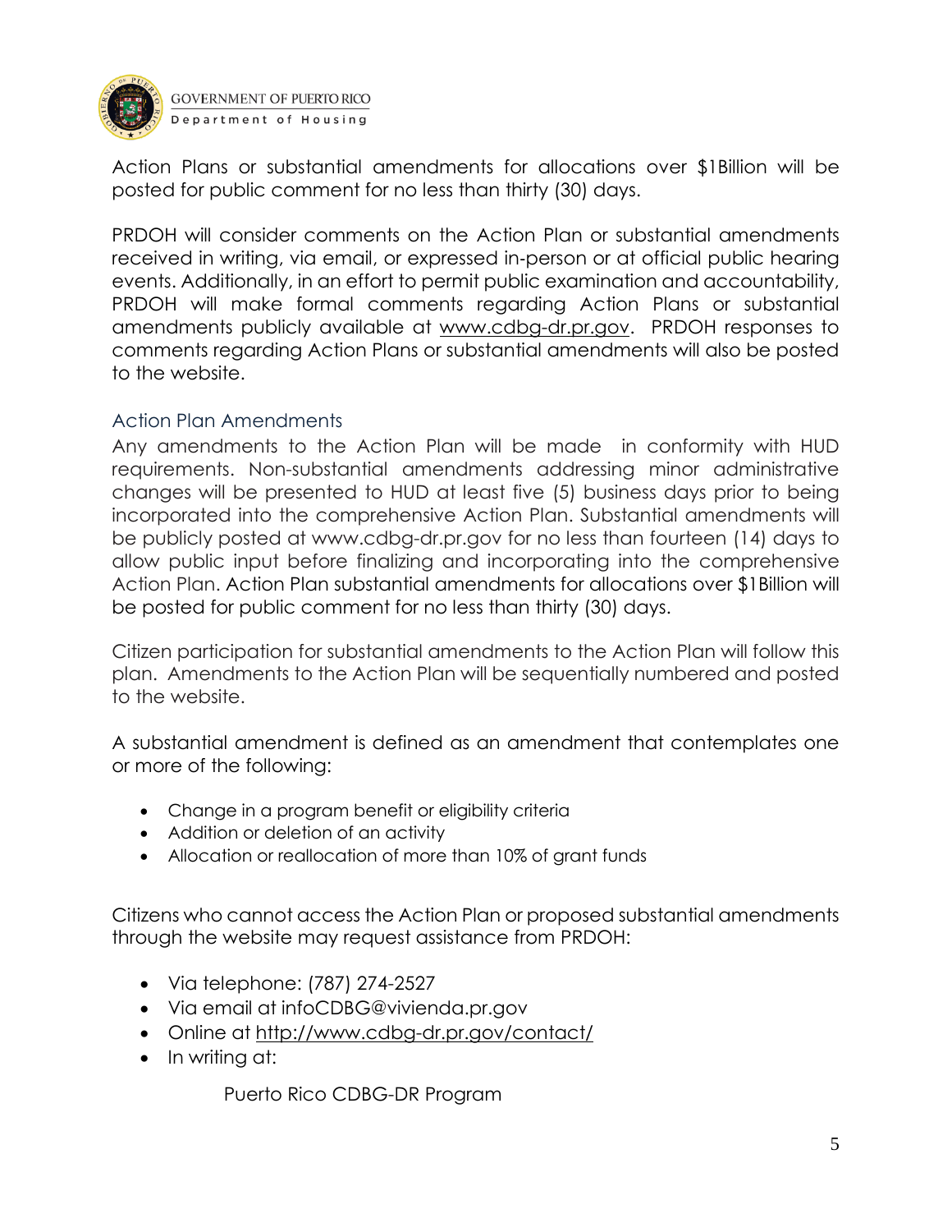Action Plans or substantial amendments for allocations over $1Billion will be posted for public comment for no less than thirty (30) days.

PRDOH will consider comments on the Action Plan or substantial amendments received in writing, via email, or expressed in-person or at official public hearing events. Additionally, in an effort to permit public examination and accountability, PRDOH will make formal comments regarding Action Plans or substantial amendments publicly available at www.cdbg-dr.pr.gov. PRDOH responses to comments regarding Action Plans or substantial amendments will also be posted to the website.

### Action Plan Amendments

Any amendments to the Action Plan will be made in conformity with HUD requirements. Non-substantial amendments addressing minor administrative changes will be presented to HUD at least five (5) business days prior to being incorporated into the comprehensive Action Plan. Substantial amendments will be publicly posted at www.cdbg-dr.pr.gov for no less than fourteen (14) days to allow public input before finalizing and incorporating into the comprehensive Action Plan. Action Plan substantial amendments for allocations over $1Billion will be posted for public comment for no less than thirty (30) days.

Citizen participation for substantial amendments to the Action Plan will follow this plan. Amendments to the Action Plan will be sequentially numbered and posted to the website.

A substantial amendment is defined as an amendment that contemplates one or more of the following:

- Change in a program benefit or eligibility criteria
- Addition or deletion of an activity
- Allocation or reallocation of more than 10% of grant funds

Citizens who cannot access the Action Plan or proposed substantial amendments through the website may request assistance from PRDOH:

- Via telephone: (787) 274-2527
- Via email at infoCDBG@vivienda.pr.gov
- Online at http://www.cdbg-dr.pr.gov/contact/
- In writing at:

  Puerto Rico CDBG-DR Program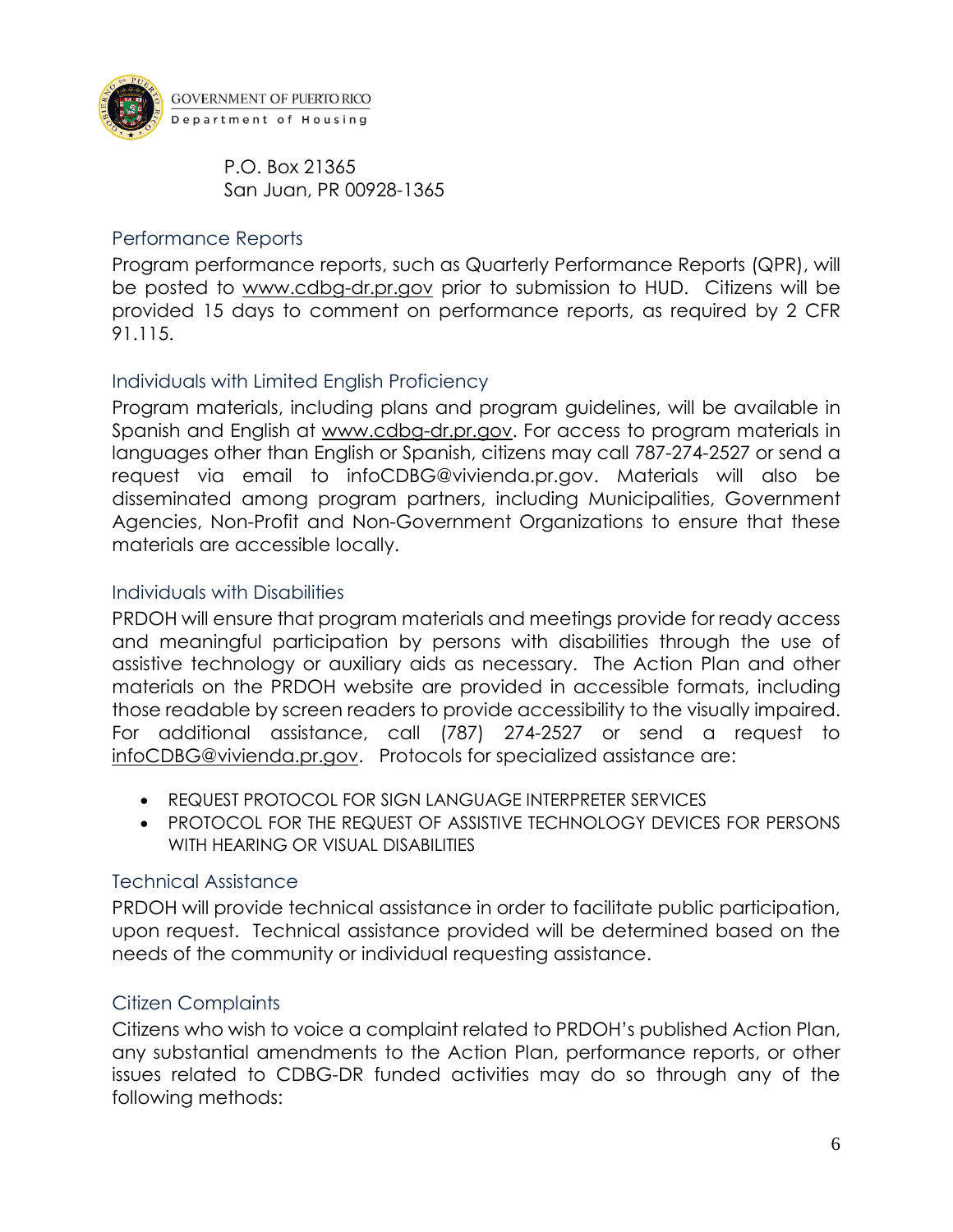P.O. Box 21365
San Juan, PR 00928-1365

## Performance Reports

Program performance reports, such as Quarterly Performance Reports (QPR), will be posted to www.cdbg-dr.pr.gov prior to submission to HUD. Citizens will be provided 15 days to comment on performance reports, as required by 2 CFR 91.115.

## Individuals with Limited English Proficiency

Program materials, including plans and program guidelines, will be available in Spanish and English at www.cdbg-dr.pr.gov. For access to program materials in languages other than English or Spanish, citizens may call 787-274-2527 or send a request via email to infoCDBG@vivienda.pr.gov. Materials will also be disseminated among program partners, including Municipalities, Government Agencies, Non-Profit and Non-Government Organizations to ensure that these materials are accessible locally.

## Individuals with Disabilities

PRDOH will ensure that program materials and meetings provide for ready access and meaningful participation by persons with disabilities through the use of assistive technology or auxiliary aids as necessary. The Action Plan and other materials on the PRDOH website are provided in accessible formats, including those readable by screen readers to provide accessibility to the visually impaired. For additional assistance, call (787) 274-2527 or send a request to infoCDBG@vivienda.pr.gov. Protocols for specialized assistance are:

- REQUEST PROTOCOL FOR SIGN LANGUAGE INTERPRETER SERVICES
- PROTOCOL FOR THE REQUEST OF ASSISTIVE TECHNOLOGY DEVICES FOR PERSONS WITH HEARING OR VISUAL DISABILITIES

## Technical Assistance

PRDOH will provide technical assistance in order to facilitate public participation, upon request. Technical assistance provided will be determined based on the needs of the community or individual requesting assistance.

## Citizen Complaints

Citizens who wish to voice a complaint related to PRDOH's published Action Plan, any substantial amendments to the Action Plan, performance reports, or other issues related to CDBG-DR funded activities may do so through any of the following methods: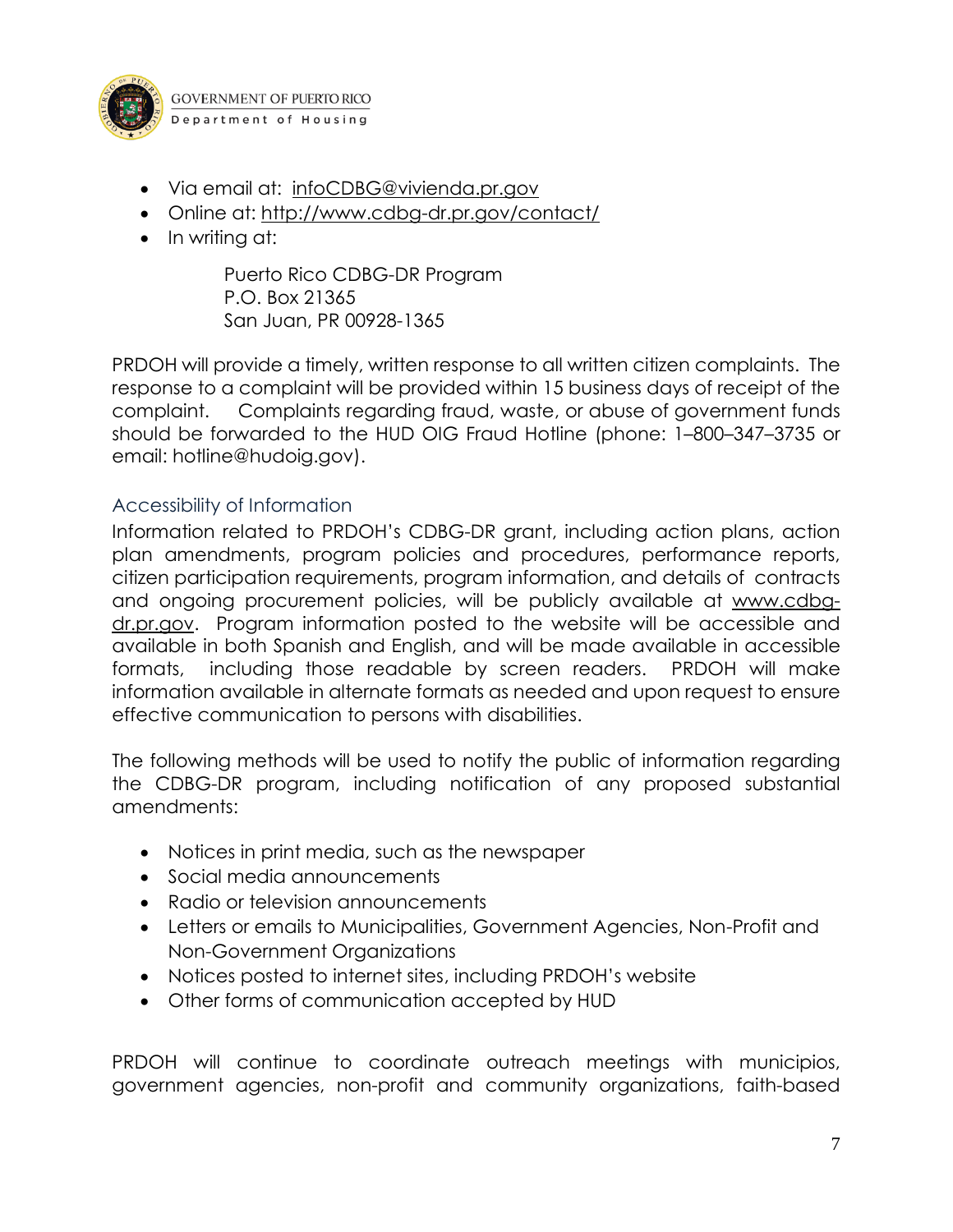- Via email at: infoCDBG@vivienda.pr.gov
- Online at: http://www.cdbg-dr.pr.gov/contact/
- In writing at:

  Puerto Rico CDBG-DR Program
  P.O. Box 21365
  San Juan, PR 00928-1365

PRDOH will provide a timely, written response to all written citizen complaints. The response to a complaint will be provided within 15 business days of receipt of the complaint. Complaints regarding fraud, waste, or abuse of government funds should be forwarded to the HUD OIG Fraud Hotline (phone: 1–800–347–3735 or email: hotline@hudoig.gov).

## Accessibility of Information

Information related to PRDOH's CDBG-DR grant, including action plans, action plan amendments, program policies and procedures, performance reports, citizen participation requirements, program information, and details of contracts and ongoing procurement policies, will be publicly available at www.cdbg-dr.pr.gov. Program information posted to the website will be accessible and available in both Spanish and English, and will be made available in accessible formats, including those readable by screen readers. PRDOH will make information available in alternate formats as needed and upon request to ensure effective communication to persons with disabilities.

The following methods will be used to notify the public of information regarding the CDBG-DR program, including notification of any proposed substantial amendments:

- Notices in print media, such as the newspaper
- Social media announcements
- Radio or television announcements
- Letters or emails to Municipalities, Government Agencies, Non-Profit and Non-Government Organizations
- Notices posted to internet sites, including PRDOH's website
- Other forms of communication accepted by HUD

PRDOH will continue to coordinate outreach meetings with municipios, government agencies, non-profit and community organizations, faith-based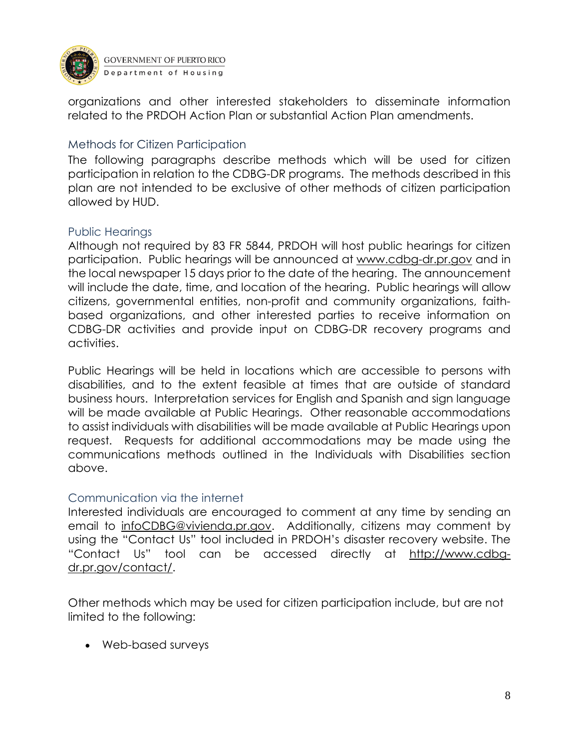organizations and other interested stakeholders to disseminate information related to the PRDOH Action Plan or substantial Action Plan amendments.

### Methods for Citizen Participation

The following paragraphs describe methods which will be used for citizen participation in relation to the CDBG-DR programs. The methods described in this plan are not intended to be exclusive of other methods of citizen participation allowed by HUD.

### Public Hearings

Although not required by 83 FR 5844, PRDOH will host public hearings for citizen participation. Public hearings will be announced at www.cdbg-dr.pr.gov and in the local newspaper 15 days prior to the date of the hearing. The announcement will include the date, time, and location of the hearing. Public hearings will allow citizens, governmental entities, non-profit and community organizations, faith-based organizations, and other interested parties to receive information on CDBG-DR activities and provide input on CDBG-DR recovery programs and activities.

Public Hearings will be held in locations which are accessible to persons with disabilities, and to the extent feasible at times that are outside of standard business hours. Interpretation services for English and Spanish and sign language will be made available at Public Hearings. Other reasonable accommodations to assist individuals with disabilities will be made available at Public Hearings upon request. Requests for additional accommodations may be made using the communications methods outlined in the Individuals with Disabilities section above.

### Communication via the internet

Interested individuals are encouraged to comment at any time by sending an email to infoCDBG@vivienda.pr.gov. Additionally, citizens may comment by using the "Contact Us" tool included in PRDOH's disaster recovery website. The "Contact Us" tool can be accessed directly at http://www.cdbg-dr.pr.gov/contact/.

Other methods which may be used for citizen participation include, but are not limited to the following:

- Web-based surveys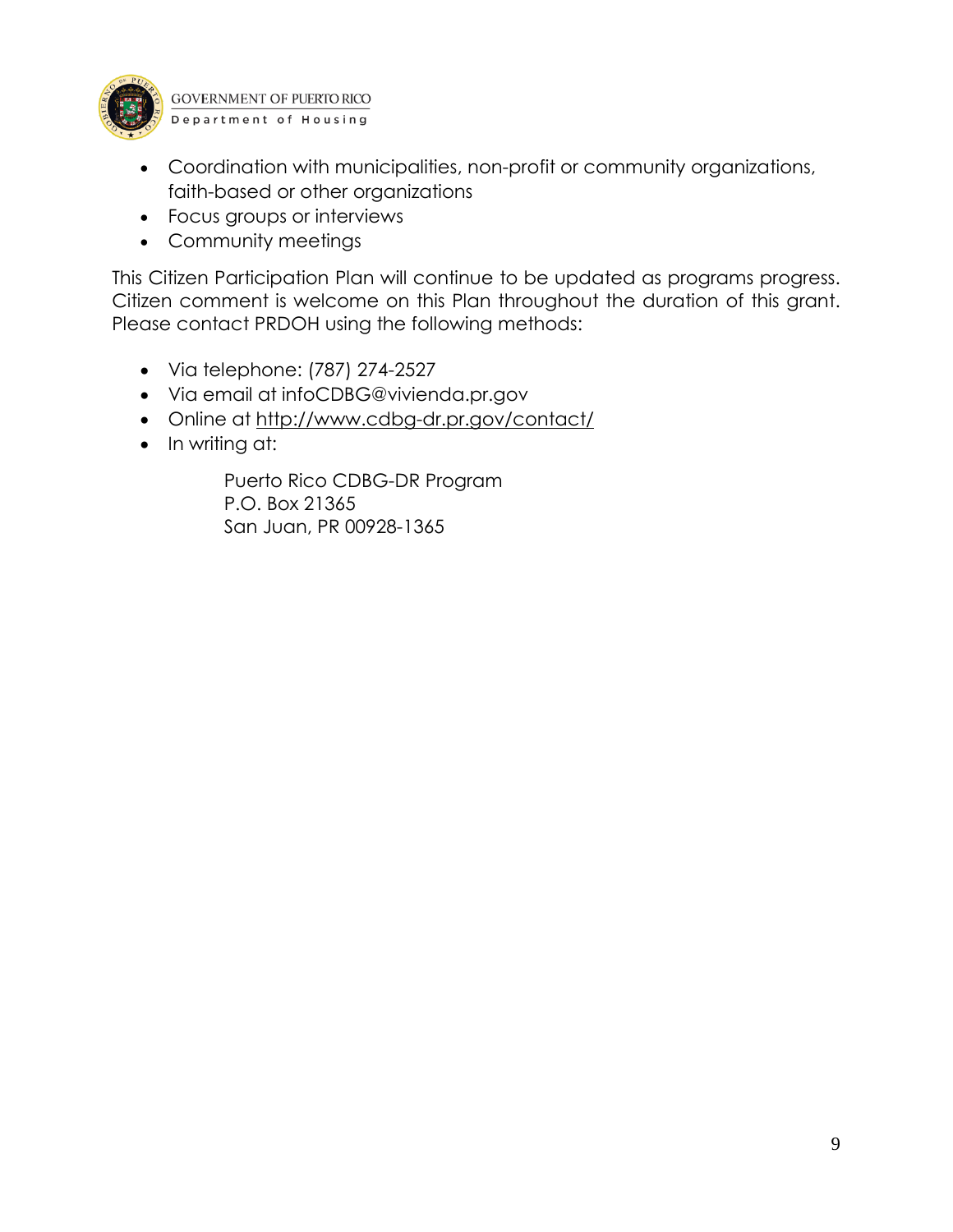- Coordination with municipalities, non-profit or community organizations, faith-based or other organizations
- Focus groups or interviews
- Community meetings

This Citizen Participation Plan will continue to be updated as programs progress. Citizen comment is welcome on this Plan throughout the duration of this grant. Please contact PRDOH using the following methods:

- Via telephone: (787) 274-2527
- Via email at infoCDBG@vivienda.pr.gov
- Online at http://www.cdbg-dr.pr.gov/contact/
- In writing at:

  Puerto Rico CDBG-DR Program
  P.O. Box 21365
  San Juan, PR 00928-1365